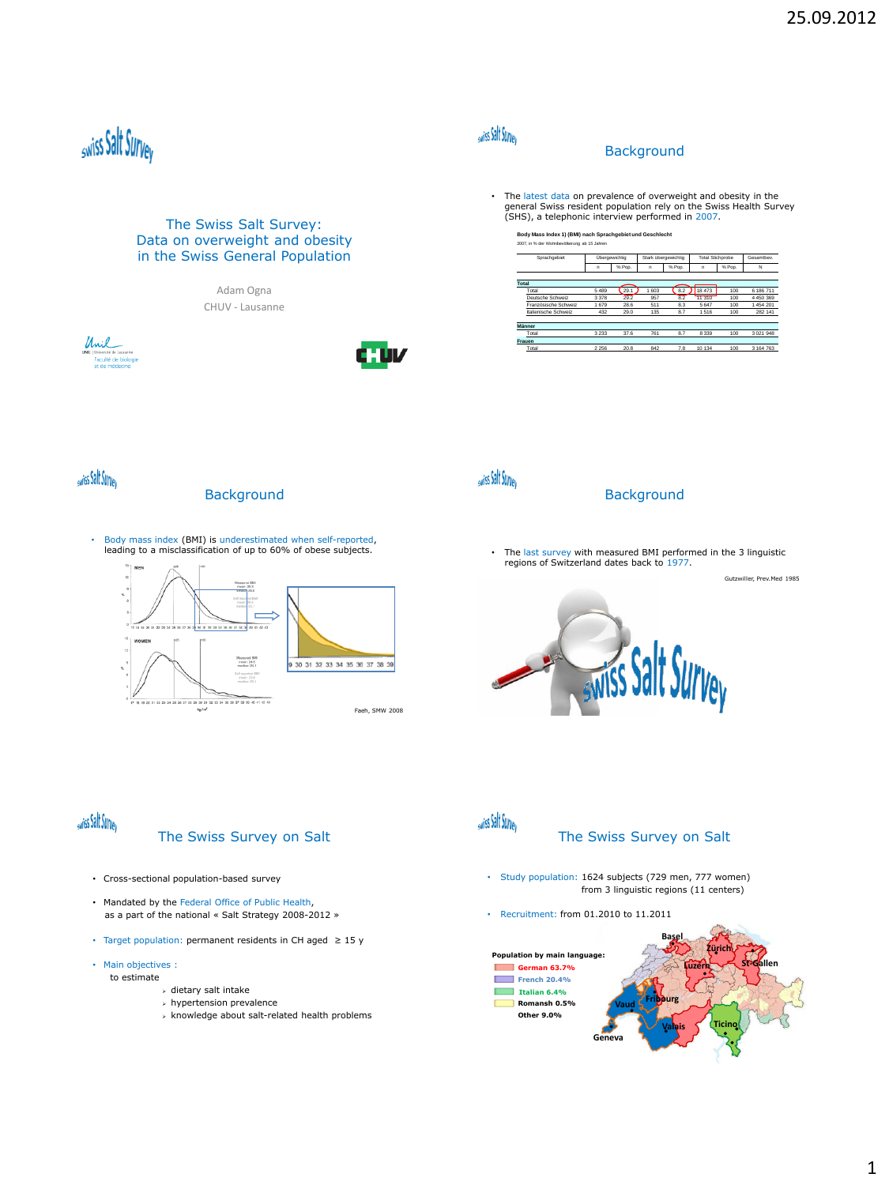## The Swiss Salt Survey: Data on overweight and obesity in the Swiss General Population

Adam Ogna

CHUV - Lausanne

## Background

- The latest data on prevalence of overweight and obesity in the general Swiss resident population rely on the Swiss Health Survey (SHS), a telephonic interview performed in 2007.

**Body Mass Index 1) (BMI) nach Sprachgebiet und Geschlecht**

2007, in % der Wohnbevölkerung ab 15 Jahren

| Sprachgebiet | Übergewichtig | | Stark übergewichtig | | Total Stichprobe | | Gesamtbev. |
|---|---|---|---|---|---|---|---|
| | n | % Pop. | n | % Pop. | n | % Pop. | N |
| **Total** | | | | | | | |
| Total | 5 489 | 29.1 | 1 603 | 8.2 | 18 473 | 100 | 6 186 711 |
| Deutsche Schweiz | 3 378 | 29.2 | 957 | 8.2 | 11 310 | 100 | 4 450 369 |
| Französische Schweiz | 1 679 | 28.6 | 511 | 8.3 | 5 647 | 100 | 1 454 201 |
| Italienische Schweiz | 432 | 29.0 | 135 | 8.7 | 1 516 | 100 | 282 141 |
| **Männer** | | | | | | | |
| Total | 3 233 | 37.6 | 761 | 8.7 | 8 339 | 100 | 3 021 948 |
| **Frauen** | | | | | | | |
| Total | 2 256 | 20.8 | 842 | 7.8 | 10 134 | 100 | 3 164 763 |

## Background

- Body mass index (BMI) is underestimated when self-reported, leading to a misclassification of up to 60% of obese subjects.

Faeh, SMW 2008

## Background

- The last survey with measured BMI performed in the 3 linguistic regions of Switzerland dates back to 1977.

Gutzwiller, Prev.Med 1985

## The Swiss Survey on Salt

- Cross-sectional population-based survey
- Mandated by the Federal Office of Public Health, as a part of the national « Salt Strategy 2008-2012 »
- Target population: permanent residents in CH aged ≥ 15 y
- Main objectives : to estimate
  - dietary salt intake
  - hypertension prevalence
  - knowledge about salt-related health problems

## The Swiss Survey on Salt

- Study population: 1624 subjects (729 men, 777 women) from 3 linguistic regions (11 centers)
- Recruitment: from 01.2010 to 11.2011

**Population by main language:**

- German 63.7%
- French 20.4%
- Italian 6.4%
- Romansh 0.5%
- Other 9.0%

Basel, Zürich, St-Gallen, Luzern, Fribourg, Vaud, Valais, Ticino, Geneva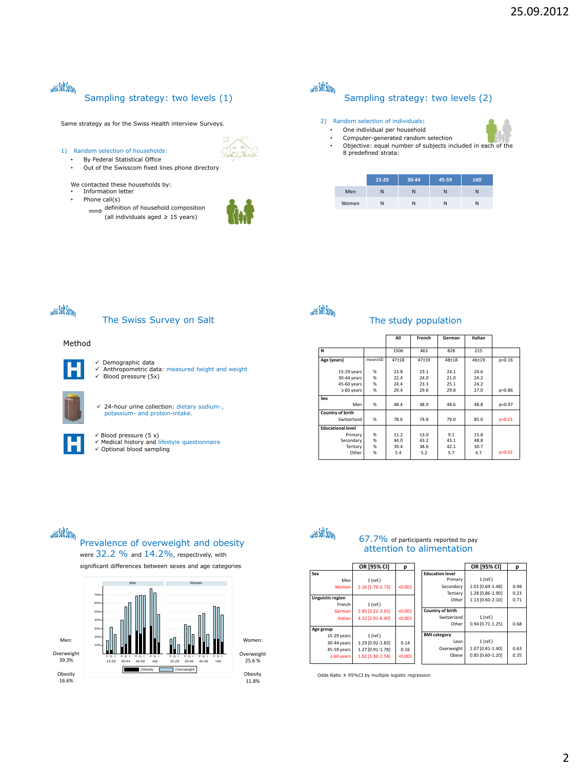## Sampling strategy: two levels (1)

Same strategy as for the Swiss Health interview Surveys.

1) Random selection of households:
- By Federal Statistical Office
- Out of the Swisscom fixed lines phone directory

We contacted these households by:
- Information letter
- Phone call(s)

⟹ definition of household composition (all individuals aged ≥ 15 years)

## Sampling strategy: two levels (2)

2) Random selection of individuals:
- One individual per household
- Computer-generated random selection
- Objective: equal number of subjects included in each of the 8 predefined strata:

| | 15-29 | 30-44 | 45-59 | ≥60 |
|---|---|---|---|---|
| Men | N | N | N | N |
| Women | N | N | N | N |

## The Swiss Survey on Salt

Method

- ✓ Demographic data
- ✓ Anthropometric data: measured height and weight
- ✓ Blood pressure (5x)

- ✓ 24-hour urine collection: dietary sodium-, potassium- and protein-intake.

- ✓ Blood pressure (5 x)
- ✓ Medical history and lifestyle questionnaire
- ✓ Optional blood sampling

## The study population

| | | All | French | German | Italian | |
|---|---|---|---|---|---|---|
| N | | 1506 | 463 | 828 | 215 | |
| Age (years) | mean±SD | 47±18 | 47±19 | 48±18 | 46±19 | p=0.16 |
| 15-29 years | % | 23.8 | 23.1 | 24.1 | 24.6 | |
| 30-44 years | % | 22.4 | 24.0 | 21.0 | 24.2 | |
| 45-60 years | % | 24.4 | 23.3 | 25.1 | 24.2 | |
| ≥ 60 years | % | 29.4 | 29.6 | 29.8 | 27.0 | p=0.86 |
| Sex | | | | | | |
| Men | % | 48.4 | 48.0 | 48.6 | 48.8 | p=0.97 |
| Country of birth | | | | | | |
| Switzerland | % | 78.6 | 74.8 | 79.0 | 85.0 | p=0.01 |
| Educational level | | | | | | |
| Primary | % | 11.2 | 13.0 | 9.1 | 15.8 | |
| Secondary | % | 44.0 | 43.2 | 43.1 | 48.8 | |
| Tertiary | % | 39.4 | 38.6 | 42.1 | 30.7 | |
| Other | % | 5.4 | 5.2 | 5.7 | 4.7 | p=0.01 |

## Prevalence of overweight and obesity

were 32.2 % and 14.2%, respectively, with significant differences between sexes and age categories

Men: Overweight 39.3% Obesity 16.6%

Women: Overweight 25.6 % Obesity 11.8%

## 67.7% of participants reported to pay attention to alimentation

| | OR [95% CI] | p |
|---|---|---|
| **Sex** | | |
| Men | 1 (ref.) | |
| Women | 2.16 [1.70-2.73] | <0.001 |
| **Linguistic region** | | |
| French | 1 (ref.) | |
| German | 2.85 [2.22-3.65] | <0.001 |
| Italian | 4.32 [2.91-6.40] | <0.001 |
| **Age group** | | |
| 15-29 years | 1 (ref.) | |
| 30-44 years | 1.29 [0.92-1.83] | 0.14 |
| 45-59 years | 1.27 [0.91-1.78] | 0.16 |
| ≥ 60 years | 1.82 [1.30-2.54] | <0.001 |

| | OR [95% CI] | p |
|---|---|---|
| **Education level** | | |
| Primary | 1 (ref.) | |
| Secondary | 1.01 [0.69-1.48] | 0.98 |
| Tertiary | 1.28 [0.86-1.90] | 0.23 |
| Other | 1.13 [0.60-2.10] | 0.71 |
| **Country of birth** | | |
| Switzerland | 1 (ref.) | |
| Other | 0.94 [0.71-1.25] | 0.68 |
| **BMI category** | | |
| Lean | 1 (ref.) | |
| Overweight | 1.07 [0.81-1.40] | 0.63 |
| Obese | 0.85 [0.60-1.20] | 0.35 |

Odds Ratio ± 95%CI by multiple logistic regression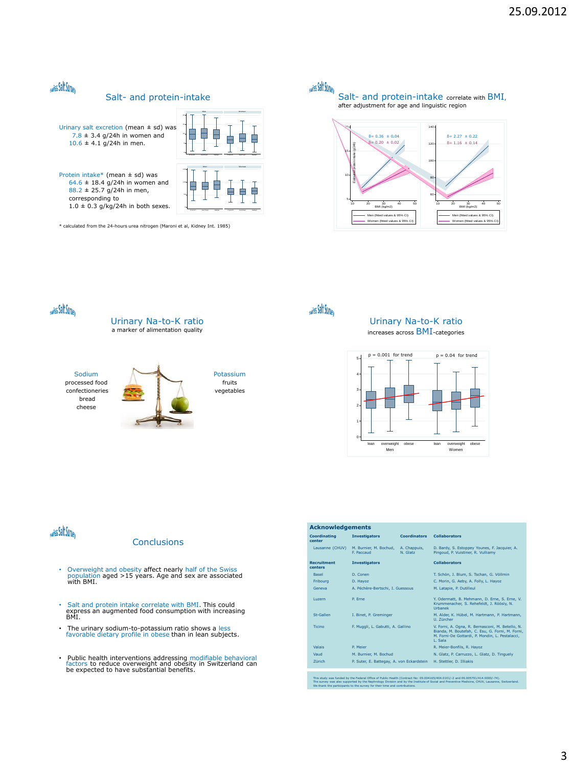## Salt- and protein-intake

Urinary salt excretion (mean ± sd) was 7.8 ± 3.4 g/24h in women and 10.6 ± 4.1 g/24h in men.

Protein intake* (mean ± sd) was 64.6 ± 18.4 g/24h in women and 88.2 ± 25.7 g/24h in men, corresponding to 1.0 ± 0.3 g/kg/24h in both sexes.

\* calculated from the 24-hours urea nitrogen (Maroni et al, Kidney Int. 1985)

## Salt- and protein-intake correlate with BMI,

after adjustment for age and linguistic region

ß= 0.36 ± 0.04
ß= 0.20 ± 0.02

ß= 2.27 ± 0.22
ß= 1.16 ± 0.14

BMI (kg/m2)

Men (fitted values & 95% CI)
Women (fitted values & 95% CI)

## Urinary Na-to-K ratio

a marker of alimentation quality

Sodium
processed food
confectioneries
bread
cheese

Potassium
fruits
vegetables

## Urinary Na-to-K ratio

increases across BMI-categories

p = 0.001 for trend
p = 0.04 for trend

lean, overweight, obese — Men
lean, overweight, obese — Women

## Conclusions

- Overweight and obesity affect nearly half of the Swiss population aged >15 years. Age and sex are associated with BMI.
- Salt and protein intake correlate with BMI. This could express an augmented food consumption with increasing BMI.
- The urinary sodium-to-potassium ratio shows a less favorable dietary profile in obese than in lean subjects.
- Public health interventions addressing modifiable behavioral factors to reduce overweight and obesity in Switzerland can be expected to have substantial benefits.

## Acknowledgements

| Coordinating center | Investigators | Coordinators | Collaborators |
|---|---|---|---|
| Lausanne (CHUV) | M. Burnier, M. Bochud, F. Paccaud | A. Chappuis, N. Glatz | D. Bardy, S. Estoppey Younes, F. Jacquier, A. Pingoud, P. Vuistiner, R. Vulliamy |

| Recruitment centers | Investigators | Collaborators |
|---|---|---|
| Basel | D. Conen | T. Schön, J. Blum, S. Tschan, G. Völlmin |
| Fribourg | D. Hayoz | C. Morin, G. Aeby, A. Folly, L. Hayoz |
| Geneva | A. Péchère-Bertschi, I. Guessous | M. Latapie, P. Dutilleul |
| Luzern | P. Erne | Y. Odermatt, B. Mehmann, D. Erne, S. Erne, V. Krummenacher, S. Rehefeldt, J. Röösly, N. Urbanek |
| St-Gallen | I. Binet, P. Greminger | M. Alder, K. Hübel, M. Hartmann, P. Hartmann, U. Zürcher |
| Ticino | F. Muggli, L. Gabutti, A. Gallino | V. Forni, A. Ogna, R. Bernasconi, M. Betello, N. Bianda, M. Boutefah, C. Esu, G. Forni, M. Forni, M. Forni-De Gottardi, P. Mondin, L. Pestalacci, L. Sala |
| Valais | P. Meier | R. Meier-Bonfils, R. Hayoz |
| Vaud | M. Burnier, M. Bochud | N. Glatz, P. Carruzzo, L. Glatz, D. Tinguely |
| Zürich | P. Suter, E. Battegay, A. von Eckardstein | H. Stettler, D. Illiakis |

This study was funded by the Federal Office of Public Health (Contract No: 09.004165/404.0101/-2 and 09.005791/414.0000/-74).
The survey was also supported by the Nephrology Division and by the Institute of Social and Preventive Medicine, CHUV, Lausanne, Switzerland.
We thank the participants to the survey for their time and contributions.